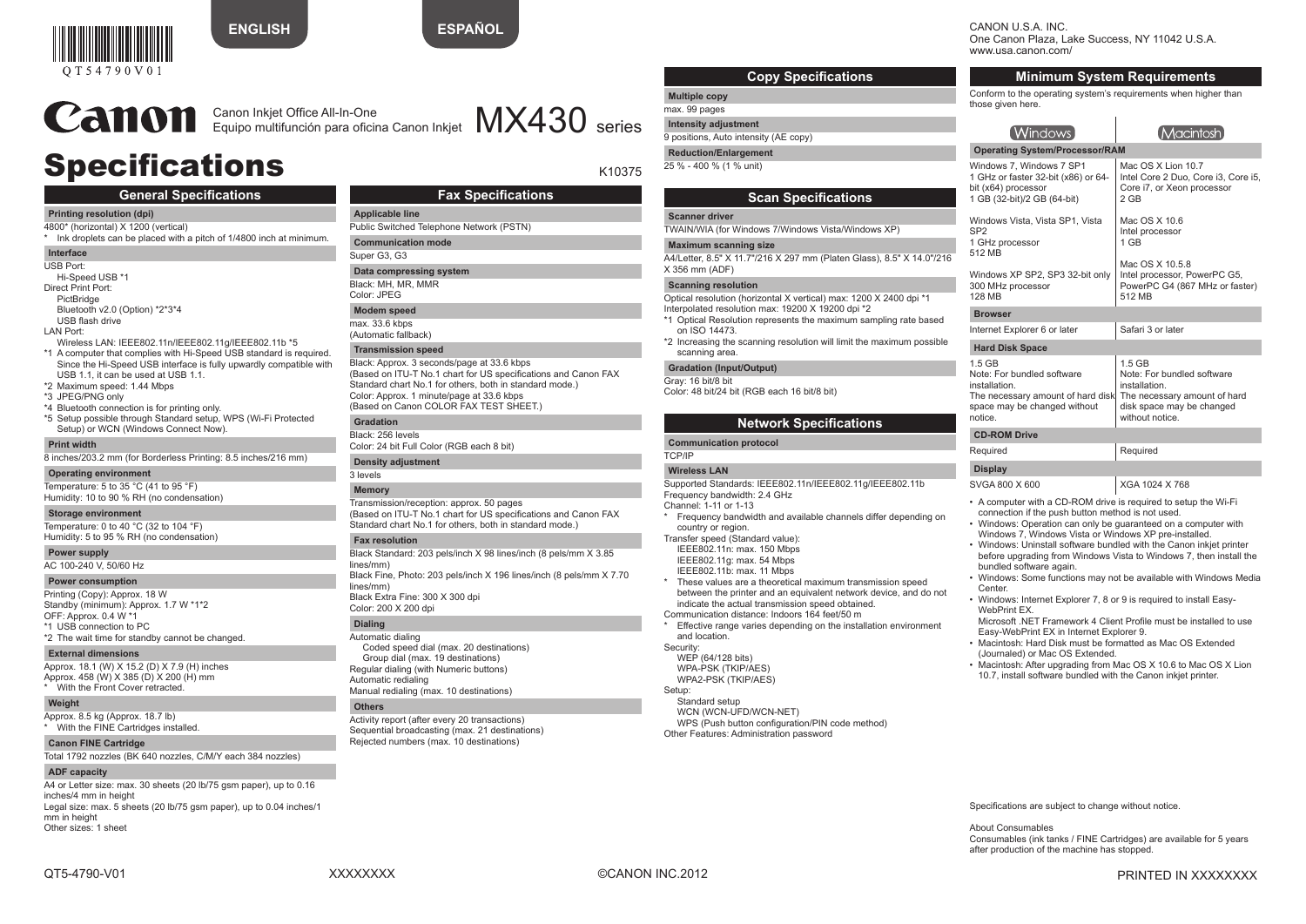ENGLISH ESPAÑOL

QT54790V01

# Canon

Canon Inkjet Office All-In-One
Equipo multifunción para oficina Canon Inkjet **MX430 series**

# Specifications

K10375

CANON U.S.A. INC.
One Canon Plaza, Lake Success, NY 11042 U.S.A.
www.usa.canon.com/

## General Specifications

**Printing resolution (dpi)**

4800* (horizontal) X 1200 (vertical)

* Ink droplets can be placed with a pitch of 1/4800 inch at minimum.

**Interface**

USB Port:
- Hi-Speed USB *1

Direct Print Port:
- PictBridge
- Bluetooth v2.0 (Option) *2*3*4
- USB flash drive

LAN Port:
- Wireless LAN: IEEE802.11n/IEEE802.11g/IEEE802.11b *5

*1 A computer that complies with Hi-Speed USB standard is required. Since the Hi-Speed USB interface is fully upwardly compatible with USB 1.1, it can be used at USB 1.1.
*2 Maximum speed: 1.44 Mbps
*3 JPEG/PNG only
*4 Bluetooth connection is for printing only.
*5 Setup possible through Standard setup, WPS (Wi-Fi Protected Setup) or WCN (Windows Connect Now).

**Print width**

8 inches/203.2 mm (for Borderless Printing: 8.5 inches/216 mm)

**Operating environment**

Temperature: 5 to 35 °C (41 to 95 °F)
Humidity: 10 to 90 % RH (no condensation)

**Storage environment**

Temperature: 0 to 40 °C (32 to 104 °F)
Humidity: 5 to 95 % RH (no condensation)

**Power supply**

AC 100-240 V, 50/60 Hz

**Power consumption**

Printing (Copy): Approx. 18 W
Standby (minimum): Approx. 1.7 W *1*2
OFF: Approx. 0.4 W *1
*1 USB connection to PC
*2 The wait time for standby cannot be changed.

**External dimensions**

Approx. 18.1 (W) X 15.2 (D) X 7.9 (H) inches
Approx. 458 (W) X 385 (D) X 200 (H) mm
* With the Front Cover retracted.

**Weight**

Approx. 8.5 kg (Approx. 18.7 lb)
* With the FINE Cartridges installed.

**Canon FINE Cartridge**

Total 1792 nozzles (BK 640 nozzles, C/M/Y each 384 nozzles)

**ADF capacity**

A4 or Letter size: max. 30 sheets (20 lb/75 gsm paper), up to 0.16 inches/4 mm in height
Legal size: max. 5 sheets (20 lb/75 gsm paper), up to 0.04 inches/1 mm in height
Other sizes: 1 sheet

## Fax Specifications

**Applicable line**

Public Switched Telephone Network (PSTN)

**Communication mode**

Super G3, G3

**Data compressing system**

Black: MH, MR, MMR
Color: JPEG

**Modem speed**

max. 33.6 kbps
(Automatic fallback)

**Transmission speed**

Black: Approx. 3 seconds/page at 33.6 kbps
(Based on ITU-T No.1 chart for US specifications and Canon FAX Standard chart No.1 for others, both in standard mode.)
Color: Approx. 1 minute/page at 33.6 kbps
(Based on Canon COLOR FAX TEST SHEET.)

**Gradation**

Black: 256 levels
Color: 24 bit Full Color (RGB each 8 bit)

**Density adjustment**

3 levels

**Memory**

Transmission/reception: approx. 50 pages
(Based on ITU-T No.1 chart for US specifications and Canon FAX Standard chart No.1 for others, both in standard mode.)

**Fax resolution**

Black Standard: 203 pels/inch X 98 lines/inch (8 pels/mm X 3.85 lines/mm)
Black Fine, Photo: 203 pels/inch X 196 lines/inch (8 pels/mm X 7.70 lines/mm)
Black Extra Fine: 300 X 300 dpi
Color: 200 X 200 dpi

**Dialing**

Automatic dialing
- Coded speed dial (max. 20 destinations)
- Group dial (max. 19 destinations)

Regular dialing (with Numeric buttons)
Automatic redialing
Manual redialing (max. 10 destinations)

**Others**

Activity report (after every 20 transactions)
Sequential broadcasting (max. 21 destinations)
Rejected numbers (max. 10 destinations)

## Copy Specifications

**Multiple copy**

max. 99 pages

**Intensity adjustment**

9 positions, Auto intensity (AE copy)

**Reduction/Enlargement**

25 % - 400 % (1 % unit)

## Scan Specifications

**Scanner driver**

TWAIN/WIA (for Windows 7/Windows Vista/Windows XP)

**Maximum scanning size**

A4/Letter, 8.5" X 11.7"/216 X 297 mm (Platen Glass), 8.5" X 14.0"/216 X 356 mm (ADF)

**Scanning resolution**

Optical resolution (horizontal X vertical) max: 1200 X 2400 dpi *1
Interpolated resolution max: 19200 X 19200 dpi *2
*1 Optical Resolution represents the maximum sampling rate based on ISO 14473.
*2 Increasing the scanning resolution will limit the maximum possible scanning area.

**Gradation (Input/Output)**

Gray: 16 bit/8 bit
Color: 48 bit/24 bit (RGB each 16 bit/8 bit)

## Network Specifications

**Communication protocol**

TCP/IP

**Wireless LAN**

Supported Standards: IEEE802.11n/IEEE802.11g/IEEE802.11b
Frequency bandwidth: 2.4 GHz
Channel: 1-11 or 1-13
* Frequency bandwidth and available channels differ depending on country or region.

Transfer speed (Standard value):
- IEEE802.11n: max. 150 Mbps
- IEEE802.11g: max. 54 Mbps
- IEEE802.11b: max. 11 Mbps

* These values are a theoretical maximum transmission speed between the printer and an equivalent network device, and do not indicate the actual transmission speed obtained.

Communication distance: Indoors 164 feet/50 m
* Effective range varies depending on the installation environment and location.

Security:
- WEP (64/128 bits)
- WPA-PSK (TKIP/AES)
- WPA2-PSK (TKIP/AES)

Setup:
- Standard setup
- WCN (WCN-UFD/WCN-NET)
- WPS (Push button configuration/PIN code method)

Other Features: Administration password

## Minimum System Requirements

Conform to the operating system's requirements when higher than those given here.

| Windows | Macintosh |
|---|---|
| **Operating System/Processor/RAM** | |
| Windows 7, Windows 7 SP1<br>1 GHz or faster 32-bit (x86) or 64-bit (x64) processor<br>1 GB (32-bit)/2 GB (64-bit)<br><br>Windows Vista, Vista SP1, Vista SP2<br>1 GHz processor<br>512 MB<br><br>Windows XP SP2, SP3 32-bit only<br>300 MHz processor<br>128 MB | Mac OS X Lion 10.7<br>Intel Core 2 Duo, Core i3, Core i5, Core i7, or Xeon processor<br>2 GB<br><br>Mac OS X 10.6<br>Intel processor<br>1 GB<br><br>Mac OS X 10.5.8<br>Intel processor, PowerPC G5, PowerPC G4 (867 MHz or faster)<br>512 MB |
| **Browser** | |
| Internet Explorer 6 or later | Safari 3 or later |
| **Hard Disk Space** | |
| 1.5 GB<br>Note: For bundled software installation.<br>The necessary amount of hard disk space may be changed without notice. | 1.5 GB<br>Note: For bundled software installation.<br>The necessary amount of hard disk space may be changed without notice. |
| **CD-ROM Drive** | |
| Required | Required |
| **Display** | |
| SVGA 800 X 600 | XGA 1024 X 768 |

- A computer with a CD-ROM drive is required to setup the Wi-Fi connection if the push button method is not used.
- Windows: Operation can only be guaranteed on a computer with Windows 7, Windows Vista or Windows XP pre-installed.
- Windows: Uninstall software bundled with the Canon inkjet printer before upgrading from Windows Vista to Windows 7, then install the bundled software again.
- Windows: Some functions may not be available with Windows Media Center.
- Windows: Internet Explorer 7, 8 or 9 is required to install Easy-WebPrint EX.
  Microsoft .NET Framework 4 Client Profile must be installed to use Easy-WebPrint EX in Internet Explorer 9.
- Macintosh: Hard Disk must be formatted as Mac OS Extended (Journaled) or Mac OS Extended.
- Macintosh: After upgrading from Mac OS X 10.6 to Mac OS X Lion 10.7, install software bundled with the Canon inkjet printer.

Specifications are subject to change without notice.

About Consumables
Consumables (ink tanks / FINE Cartridges) are available for 5 years after production of the machine has stopped.

QT5-4790-V01 XXXXXXXX ©CANON INC.2012 PRINTED IN XXXXXXXX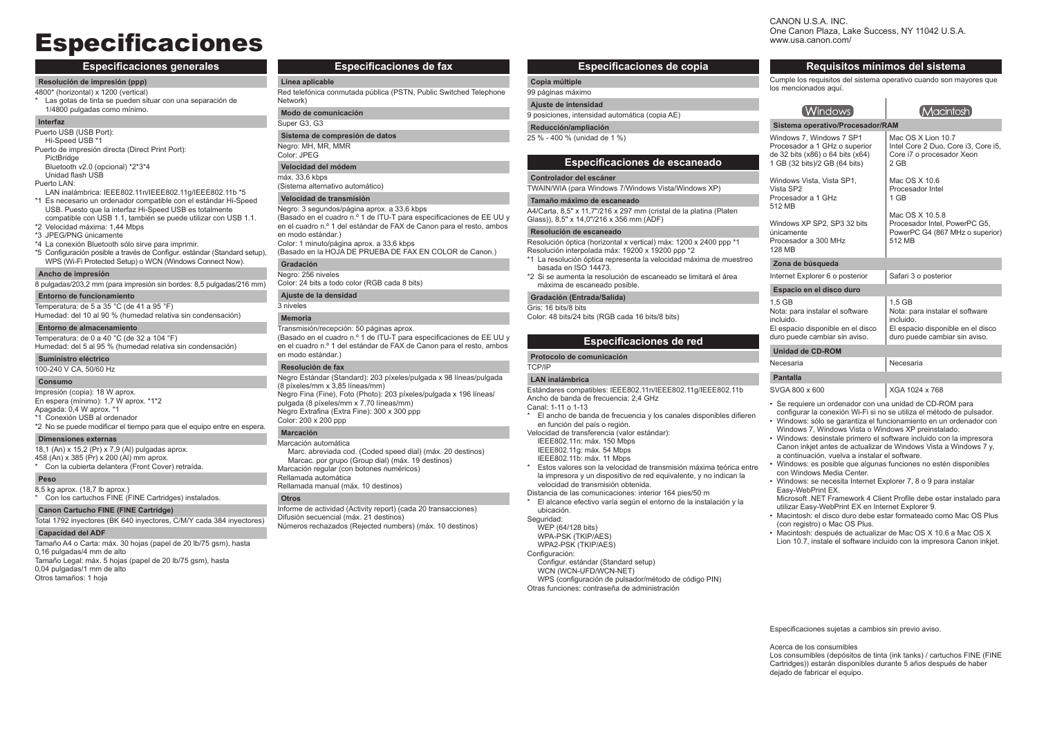# Especificaciones

CANON U.S.A. INC.
One Canon Plaza, Lake Success, NY 11042 U.S.A.
www.usa.canon.com/

## Especificaciones generales

**Resolución de impresión (ppp)**

4800* (horizontal) x 1200 (vertical)

\* Las gotas de tinta se pueden situar con una separación de 1/4800 pulgadas como mínimo.

**Interfaz**

Puerto USB (USB Port):
Hi-Speed USB *1
Puerto de impresión directa (Direct Print Port):
PictBridge
Bluetooth v2.0 (opcional) *2*3*4
Unidad flash USB
Puerto LAN:
LAN inalámbrica: IEEE802.11n/IEEE802.11g/IEEE802.11b *5

\*1 Es necesario un ordenador compatible con el estándar Hi-Speed USB. Puesto que la interfaz Hi-Speed USB es totalmente compatible con USB 1.1, también se puede utilizar con USB 1.1.
\*2 Velocidad máxima: 1,44 Mbps
\*3 JPEG/PNG únicamente
\*4 La conexión Bluetooth sólo sirve para imprimir.
\*5 Configuración posible a través de Configur. estándar (Standard setup), WPS (Wi-Fi Protected Setup) o WCN (Windows Connect Now).

**Ancho de impresión**

8 pulgadas/203,2 mm (para impresión sin bordes: 8,5 pulgadas/216 mm)

**Entorno de funcionamiento**

Temperatura: de 5 a 35 °C (de 41 a 95 °F)
Humedad: del 10 al 90 % (humedad relativa sin condensación)

**Entorno de almacenamiento**

Temperatura: de 0 a 40 °C (de 32 a 104 °F)
Humedad: del 5 al 95 % (humedad relativa sin condensación)

**Suministro eléctrico**

100-240 V CA, 50/60 Hz

**Consumo**

Impresión (copia): 18 W aprox.
En espera (mínimo): 1,7 W aprox. *1*2
Apagada: 0,4 W aprox. *1
\*1 Conexión USB al ordenador
\*2 No se puede modificar el tiempo para que el equipo entre en espera.

**Dimensiones externas**

18,1 (An) x 15,2 (Pr) x 7,9 (Al) pulgadas aprox.
458 (An) x 385 (Pr) x 200 (Al) mm aprox.
\* Con la cubierta delantera (Front Cover) retraída.

**Peso**

8,5 kg aprox. (18,7 lb aprox.)
\* Con los cartuchos FINE (FINE Cartridges) instalados.

**Canon Cartucho FINE (FINE Cartridge)**

Total 1792 inyectores (BK 640 inyectores, C/M/Y cada 384 inyectores)

**Capacidad del ADF**

Tamaño A4 o Carta: máx. 30 hojas (papel de 20 lb/75 gsm), hasta 0,16 pulgadas/4 mm de alto
Tamaño Legal: máx. 5 hojas (papel de 20 lb/75 gsm), hasta 0,04 pulgadas/1 mm de alto
Otros tamaños: 1 hoja

## Especificaciones de fax

**Línea aplicable**

Red telefónica conmutada pública (PSTN, Public Switched Telephone Network)

**Modo de comunicación**

Super G3, G3

**Sistema de compresión de datos**

Negro: MH, MR, MMR
Color: JPEG

**Velocidad del módem**

máx. 33,6 kbps
(Sistema alternativo automático)

**Velocidad de transmisión**

Negro: 3 segundos/página aprox. a 33,6 kbps
(Basado en el cuadro n.° 1 de ITU-T para especificaciones de EE UU y en el cuadro n.° 1 del estándar de FAX de Canon para el resto, ambos en modo estándar.)
Color: 1 minuto/página aprox. a 33,6 kbps
(Basado en la HOJA DE PRUEBA DE FAX EN COLOR de Canon.)

**Gradación**

Negro: 256 niveles
Color: 24 bits a todo color (RGB cada 8 bits)

**Ajuste de la densidad**

3 niveles

**Memoria**

Transmisión/recepción: 50 páginas aprox.
(Basado en el cuadro n.° 1 de ITU-T para especificaciones de EE UU y en el cuadro n.° 1 del estándar de FAX de Canon para el resto, ambos en modo estándar.)

**Resolución de fax**

Negro Estándar (Standard): 203 píxeles/pulgada x 98 líneas/pulgada (8 píxeles/mm x 3,85 líneas/mm)
Negro Fina (Fine), Foto (Photo): 203 píxeles/pulgada x 196 líneas/pulgada (8 píxeles/mm x 7,70 líneas/mm)
Negro Extrafina (Extra Fine): 300 x 300 ppp
Color: 200 x 200 ppp

**Marcación**

Marcación automática
Marc. abreviada cod. (Coded speed dial) (máx. 20 destinos)
Marcac. por grupo (Group dial) (máx. 19 destinos)
Marcación regular (con botones numéricos)
Rellamada automática
Rellamada manual (máx. 10 destinos)

**Otros**

Informe de actividad (Activity report) (cada 20 transacciones)
Difusión secuencial (máx. 21 destinos)
Números rechazados (Rejected numbers) (máx. 10 destinos)

## Especificaciones de copia

**Copia múltiple**

99 páginas máximo

**Ajuste de intensidad**

9 posiciones, intensidad automática (copia AE)

**Reducción/ampliación**

25 % - 400 % (unidad de 1 %)

## Especificaciones de escaneado

**Controlador del escáner**

TWAIN/WIA (para Windows 7/Windows Vista/Windows XP)

**Tamaño máximo de escaneado**

A4/Carta, 8,5" x 11,7"/216 x 297 mm (cristal de la platina (Platen Glass)), 8,5" x 14,0"/216 x 356 mm (ADF)

**Resolución de escaneado**

Resolución óptica (horizontal x vertical) máx: 1200 x 2400 ppp *1
Resolución interpolada máx: 19200 x 19200 ppp *2
\*1 La resolución óptica representa la velocidad máxima de muestreo basada en ISO 14473.
\*2 Si se aumenta la resolución de escaneado se limitará el área máxima de escaneado posible.

**Gradación (Entrada/Salida)**

Gris: 16 bits/8 bits
Color: 48 bits/24 bits (RGB cada 16 bits/8 bits)

## Especificaciones de red

**Protocolo de comunicación**

TCP/IP

**LAN inalámbrica**

Estándares compatibles: IEEE802.11n/IEEE802.11g/IEEE802.11b
Ancho de banda de frecuencia: 2,4 GHz
Canal: 1-11 o 1-13
\* El ancho de banda de frecuencia y los canales disponibles difieren en función del país o región.
Velocidad de transferencia (valor estándar):
IEEE802.11n: máx. 150 Mbps
IEEE802.11g: máx. 54 Mbps
IEEE802.11b: máx. 11 Mbps
\* Estos valores son la velocidad de transmisión máxima teórica entre la impresora y un dispositivo de red equivalente, y no indican la velocidad de transmisión obtenida.
Distancia de las comunicaciones: interior 164 pies/50 m
\* El alcance efectivo varía según el entorno de la instalación y la ubicación.
Seguridad:
WEP (64/128 bits)
WPA-PSK (TKIP/AES)
WPA2-PSK (TKIP/AES)
Configuración:
Configur. estándar (Standard setup)
WCN (WCN-UFD/WCN-NET)
WPS (configuración de pulsador/método de código PIN)
Otras funciones: contraseña de administración

## Requisitos mínimos del sistema

Cumple los requisitos del sistema operativo cuando son mayores que los mencionados aquí.

| Windows | Macintosh |
|---|---|
| **Sistema operativo/Procesador/RAM** | |
| Windows 7, Windows 7 SP1<br>Procesador a 1 GHz o superior de 32 bits (x86) o 64 bits (x64)<br>1 GB (32 bits)/2 GB (64 bits)<br><br>Windows Vista, Vista SP1, Vista SP2<br>Procesador a 1 GHz<br>512 MB<br><br>Windows XP SP2, SP3 32 bits únicamente<br>Procesador a 300 MHz<br>128 MB | Mac OS X Lion 10.7<br>Intel Core 2 Duo, Core i3, Core i5, Core i7 o procesador Xeon<br>2 GB<br><br>Mac OS X 10.6<br>Procesador Intel<br>1 GB<br><br>Mac OS X 10.5.8<br>Procesador Intel, PowerPC G5, PowerPC G4 (867 MHz o superior)<br>512 MB |
| **Zona de búsqueda** | |
| Internet Explorer 6 o posterior | Safari 3 o posterior |
| **Espacio en el disco duro** | |
| 1,5 GB<br>Nota: para instalar el software incluido.<br>El espacio disponible en el disco duro puede cambiar sin aviso. | 1,5 GB<br>Nota: para instalar el software incluido.<br>El espacio disponible en el disco duro puede cambiar sin aviso. |
| **Unidad de CD-ROM** | |
| Necesaria | Necesaria |
| **Pantalla** | |
| SVGA 800 x 600 | XGA 1024 x 768 |

- Se requiere un ordenador con una unidad de CD-ROM para configurar la conexión Wi-Fi si no se utiliza el método de pulsador.
- Windows: sólo se garantiza el funcionamiento en un ordenador con Windows 7, Windows Vista o Windows XP preinstalado.
- Windows: desinstale primero el software incluido con la impresora Canon inkjet antes de actualizar de Windows Vista a Windows 7 y, a continuación, vuelva a instalar el software.
- Windows: es posible que algunas funciones no estén disponibles con Windows Media Center.
- Windows: se necesita Internet Explorer 7, 8 o 9 para instalar Easy-WebPrint EX.
  Microsoft .NET Framework 4 Client Profile debe estar instalado para utilizar Easy-WebPrint EX en Internet Explorer 9.
- Macintosh: el disco duro debe estar formateado como Mac OS Plus (con registro) o Mac OS Plus.
- Macintosh: después de actualizar de Mac OS X 10.6 a Mac OS X Lion 10.7, instale el software incluido con la impresora Canon inkjet.

Especificaciones sujetas a cambios sin previo aviso.

Acerca de los consumibles
Los consumibles (depósitos de tinta (ink tanks) / cartuchos FINE (FINE Cartridges)) estarán disponibles durante 5 años después de haber dejado de fabricar el equipo.